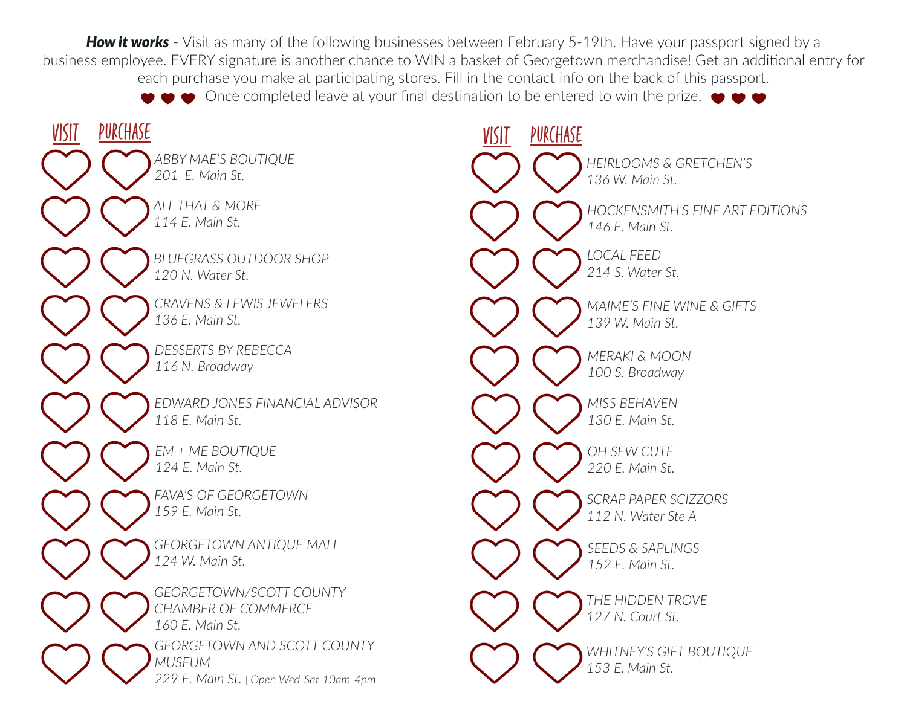***How it works*** - Visit as many of the following businesses between February 5-19th. Have your passport signed by a business employee. EVERY signature is another chance to WIN a basket of Georgetown merchandise! Get an additional entry for each purchase you make at participating stores. Fill in the contact info on the back of this passport.

♥ ♥ ♥ Once completed leave at your final destination to be entered to win the prize. ♥ ♥ ♥

| VISIT | PURCHASE | |
|---|---|---|
| ♡ | ♡ | *ABBY MAE'S BOUTIQUE*<br>*201 E. Main St.* |
| ♡ | ♡ | *ALL THAT & MORE*<br>*114 E. Main St.* |
| ♡ | ♡ | *BLUEGRASS OUTDOOR SHOP*<br>*120 N. Water St.* |
| ♡ | ♡ | *CRAVENS & LEWIS JEWELERS*<br>*136 E. Main St.* |
| ♡ | ♡ | *DESSERTS BY REBECCA*<br>*116 N. Broadway* |
| ♡ | ♡ | *EDWARD JONES FINANCIAL ADVISOR*<br>*118 E. Main St.* |
| ♡ | ♡ | *EM + ME BOUTIQUE*<br>*124 E. Main St.* |
| ♡ | ♡ | *FAVA'S OF GEORGETOWN*<br>*159 E. Main St.* |
| ♡ | ♡ | *GEORGETOWN ANTIQUE MALL*<br>*124 W. Main St.* |
| ♡ | ♡ | *GEORGETOWN/SCOTT COUNTY CHAMBER OF COMMERCE*<br>*160 E. Main St.* |
| ♡ | ♡ | *GEORGETOWN AND SCOTT COUNTY MUSEUM*<br>*229 E. Main St.* \| *Open Wed-Sat 10am-4pm* |

| VISIT | PURCHASE | |
|---|---|---|
| ♡ | ♡ | *HEIRLOOMS & GRETCHEN'S*<br>*136 W. Main St.* |
| ♡ | ♡ | *HOCKENSMITH'S FINE ART EDITIONS*<br>*146 E. Main St.* |
| ♡ | ♡ | *LOCAL FEED*<br>*214 S. Water St.* |
| ♡ | ♡ | *MAIME'S FINE WINE & GIFTS*<br>*139 W. Main St.* |
| ♡ | ♡ | *MERAKI & MOON*<br>*100 S. Broadway* |
| ♡ | ♡ | *MISS BEHAVEN*<br>*130 E. Main St.* |
| ♡ | ♡ | *OH SEW CUTE*<br>*220 E. Main St.* |
| ♡ | ♡ | *SCRAP PAPER SCIZZORS*<br>*112 N. Water Ste A* |
| ♡ | ♡ | *SEEDS & SAPLINGS*<br>*152 E. Main St.* |
| ♡ | ♡ | *THE HIDDEN TROVE*<br>*127 N. Court St.* |
| ♡ | ♡ | *WHITNEY'S GIFT BOUTIQUE*<br>*153 E. Main St.* |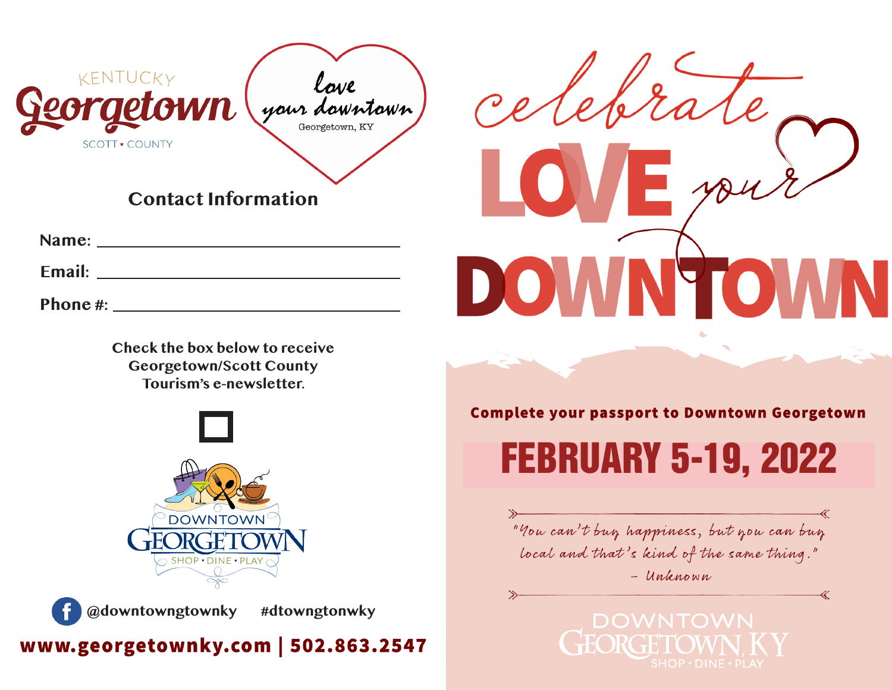KENTUCKY
Georgetown
SCOTT • COUNTY

love your downtown
Georgetown, KY

## Contact Information

**Name:** ______________________________

**Email:** ______________________________

**Phone #:** ______________________________

**Check the box below to receive Georgetown/Scott County Tourism's e-newsletter.**

☐

DOWNTOWN
GEORGETOWN
SHOP • DINE • PLAY

**@downtowngtownky** **#dtowngtonwky**

**www.georgetownky.com | 502.863.2547**

# celebrate LOVE your DOWNTOWN

**Complete your passport to Downtown Georgetown**

## FEBRUARY 5-19, 2022

*"You can't buy happiness, but you can buy local and that's kind of the same thing."*
*– Unknown*

DOWNTOWN
GEORGETOWN, KY
SHOP • DINE • PLAY